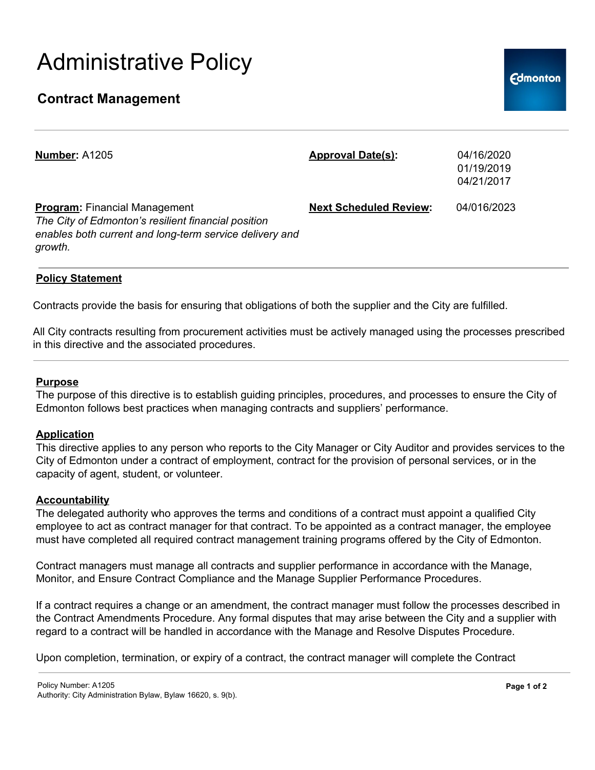# Administrative Policy

## Contract Management

**Number:** A1205

**Approval Date(s):** 04/16/2020, 01/19/2019, 04/21/2017

**Program:** Financial Management
*The City of Edmonton's resilient financial position enables both current and long-term service delivery and growth.*

**Next Scheduled Review:** 04/016/2023

---

### Policy Statement

Contracts provide the basis for ensuring that obligations of both the supplier and the City are fulfilled.

All City contracts resulting from procurement activities must be actively managed using the processes prescribed in this directive and the associated procedures.

---

### Purpose

The purpose of this directive is to establish guiding principles, procedures, and processes to ensure the City of Edmonton follows best practices when managing contracts and suppliers' performance.

### Application

This directive applies to any person who reports to the City Manager or City Auditor and provides services to the City of Edmonton under a contract of employment, contract for the provision of personal services, or in the capacity of agent, student, or volunteer.

### Accountability

The delegated authority who approves the terms and conditions of a contract must appoint a qualified City employee to act as contract manager for that contract. To be appointed as a contract manager, the employee must have completed all required contract management training programs offered by the City of Edmonton.

Contract managers must manage all contracts and supplier performance in accordance with the Manage, Monitor, and Ensure Contract Compliance and the Manage Supplier Performance Procedures.

If a contract requires a change or an amendment, the contract manager must follow the processes described in the Contract Amendments Procedure. Any formal disputes that may arise between the City and a supplier with regard to a contract will be handled in accordance with the Manage and Resolve Disputes Procedure.

Upon completion, termination, or expiry of a contract, the contract manager will complete the Contract

Policy Number: A1205
Authority: City Administration Bylaw, Bylaw 16620, s. 9(b).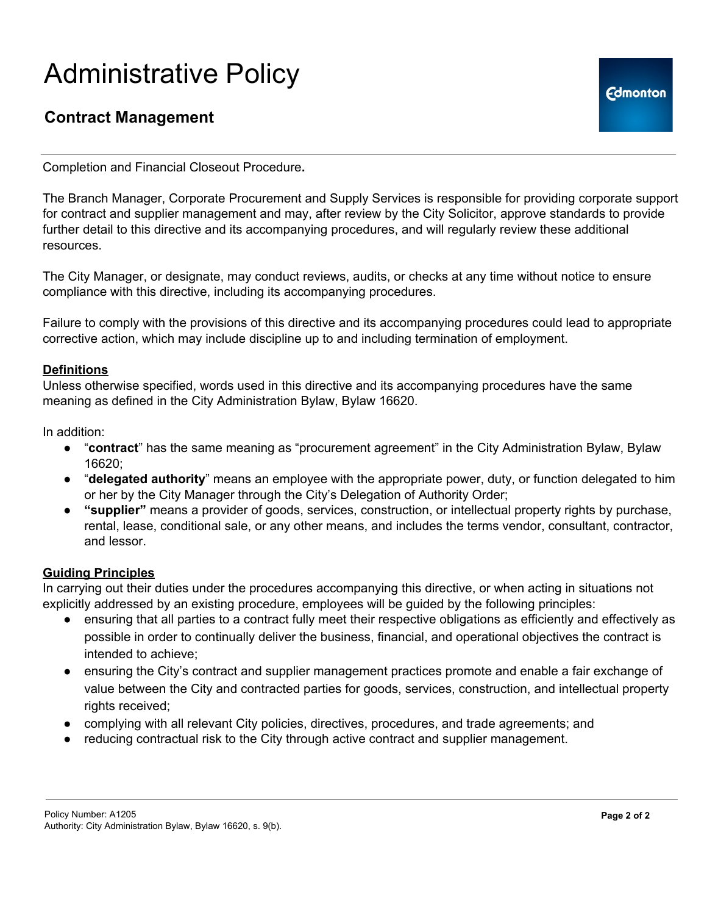Completion and Financial Closeout Procedure**.**

The Branch Manager, Corporate Procurement and Supply Services is responsible for providing corporate support for contract and supplier management and may, after review by the City Solicitor, approve standards to provide further detail to this directive and its accompanying procedures, and will regularly review these additional resources.

The City Manager, or designate, may conduct reviews, audits, or checks at any time without notice to ensure compliance with this directive, including its accompanying procedures.

Failure to comply with the provisions of this directive and its accompanying procedures could lead to appropriate corrective action, which may include discipline up to and including termination of employment.

## Definitions

Unless otherwise specified, words used in this directive and its accompanying procedures have the same meaning as defined in the City Administration Bylaw, Bylaw 16620.

In addition:

- "**contract**" has the same meaning as "procurement agreement" in the City Administration Bylaw, Bylaw 16620;
- "**delegated authority**" means an employee with the appropriate power, duty, or function delegated to him or her by the City Manager through the City's Delegation of Authority Order;
- **"supplier"** means a provider of goods, services, construction, or intellectual property rights by purchase, rental, lease, conditional sale, or any other means, and includes the terms vendor, consultant, contractor, and lessor.

## Guiding Principles

In carrying out their duties under the procedures accompanying this directive, or when acting in situations not explicitly addressed by an existing procedure, employees will be guided by the following principles:

- ensuring that all parties to a contract fully meet their respective obligations as efficiently and effectively as possible in order to continually deliver the business, financial, and operational objectives the contract is intended to achieve;
- ensuring the City's contract and supplier management practices promote and enable a fair exchange of value between the City and contracted parties for goods, services, construction, and intellectual property rights received;
- complying with all relevant City policies, directives, procedures, and trade agreements; and
- reducing contractual risk to the City through active contract and supplier management.